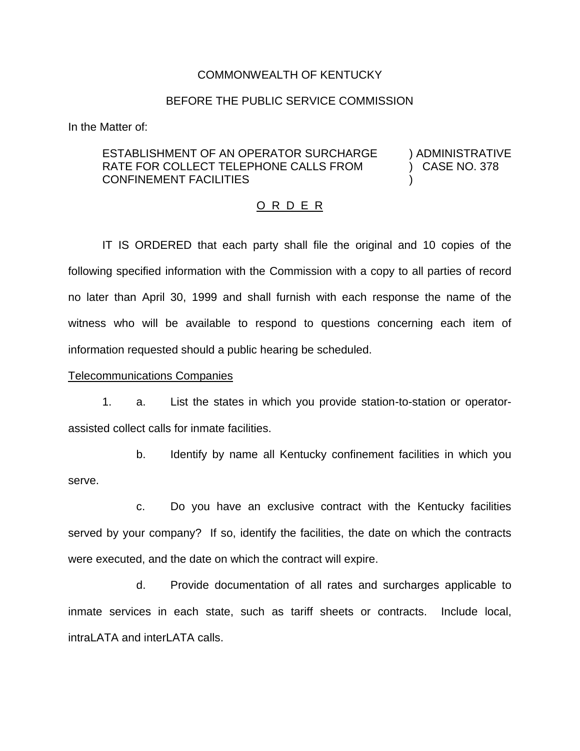COMMONWEALTH OF KENTUCKY

BEFORE THE PUBLIC SERVICE COMMISSION

In the Matter of:

ESTABLISHMENT OF AN OPERATOR SURCHARGE RATE FOR COLLECT TELEPHONE CALLS FROM CONFINEMENT FACILITIES ) ADMINISTRATIVE CASE NO. 378

O R D E R

IT IS ORDERED that each party shall file the original and 10 copies of the following specified information with the Commission with a copy to all parties of record no later than April 30, 1999 and shall furnish with each response the name of the witness who will be available to respond to questions concerning each item of information requested should a public hearing be scheduled.

Telecommunications Companies

1. a. List the states in which you provide station-to-station or operator-assisted collect calls for inmate facilities.

   b. Identify by name all Kentucky confinement facilities in which you serve.

   c. Do you have an exclusive contract with the Kentucky facilities served by your company? If so, identify the facilities, the date on which the contracts were executed, and the date on which the contract will expire.

   d. Provide documentation of all rates and surcharges applicable to inmate services in each state, such as tariff sheets or contracts. Include local, intraLATA and interLATA calls.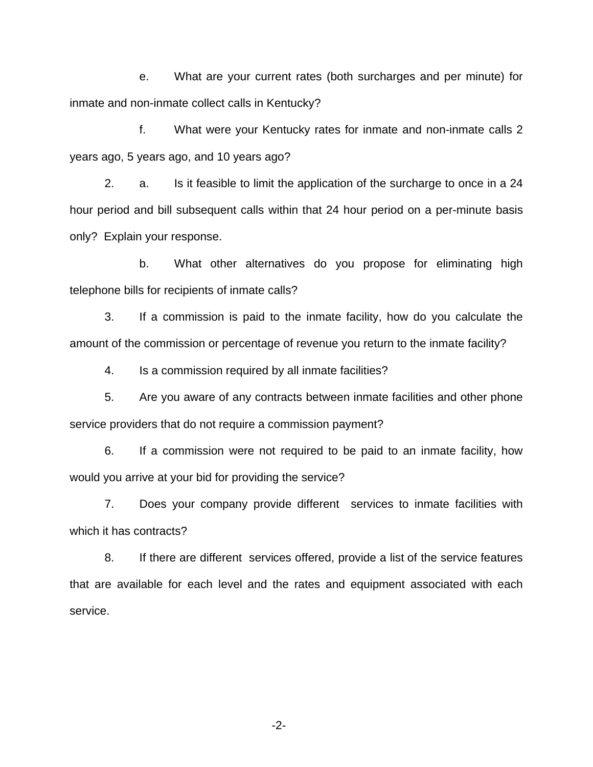e. What are your current rates (both surcharges and per minute) for inmate and non-inmate collect calls in Kentucky?

f. What were your Kentucky rates for inmate and non-inmate calls 2 years ago, 5 years ago, and 10 years ago?

2. a. Is it feasible to limit the application of the surcharge to once in a 24 hour period and bill subsequent calls within that 24 hour period on a per-minute basis only? Explain your response.

b. What other alternatives do you propose for eliminating high telephone bills for recipients of inmate calls?

3. If a commission is paid to the inmate facility, how do you calculate the amount of the commission or percentage of revenue you return to the inmate facility?

4. Is a commission required by all inmate facilities?

5. Are you aware of any contracts between inmate facilities and other phone service providers that do not require a commission payment?

6. If a commission were not required to be paid to an inmate facility, how would you arrive at your bid for providing the service?

7. Does your company provide different services to inmate facilities with which it has contracts?

8. If there are different services offered, provide a list of the service features that are available for each level and the rates and equipment associated with each service.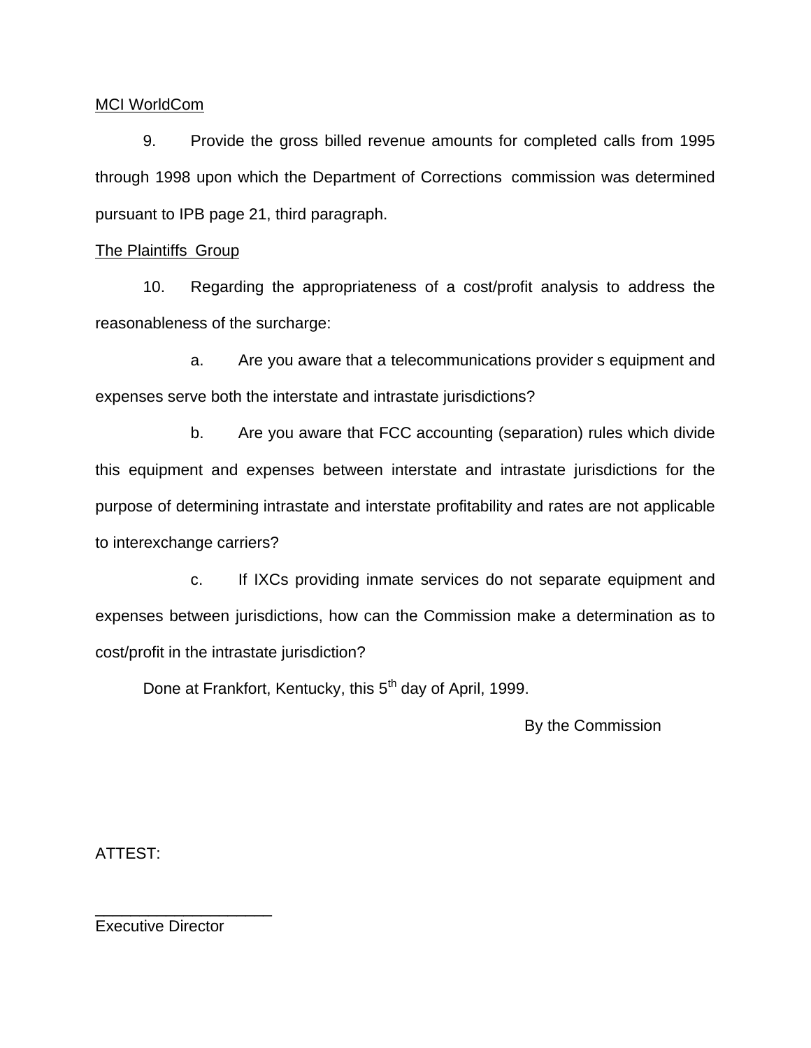MCI WorldCom

9. Provide the gross billed revenue amounts for completed calls from 1995 through 1998 upon which the Department of Corrections commission was determined pursuant to IPB page 21, third paragraph.

The Plaintiffs Group

10. Regarding the appropriateness of a cost/profit analysis to address the reasonableness of the surcharge:

a. Are you aware that a telecommunications provider s equipment and expenses serve both the interstate and intrastate jurisdictions?

b. Are you aware that FCC accounting (separation) rules which divide this equipment and expenses between interstate and intrastate jurisdictions for the purpose of determining intrastate and interstate profitability and rates are not applicable to interexchange carriers?

c. If IXCs providing inmate services do not separate equipment and expenses between jurisdictions, how can the Commission make a determination as to cost/profit in the intrastate jurisdiction?

Done at Frankfort, Kentucky, this 5th day of April, 1999.

By the Commission

ATTEST:

\_\_\_\_\_\_\_\_\_\_\_\_\_\_\_\_\_\_\_\_

Executive Director